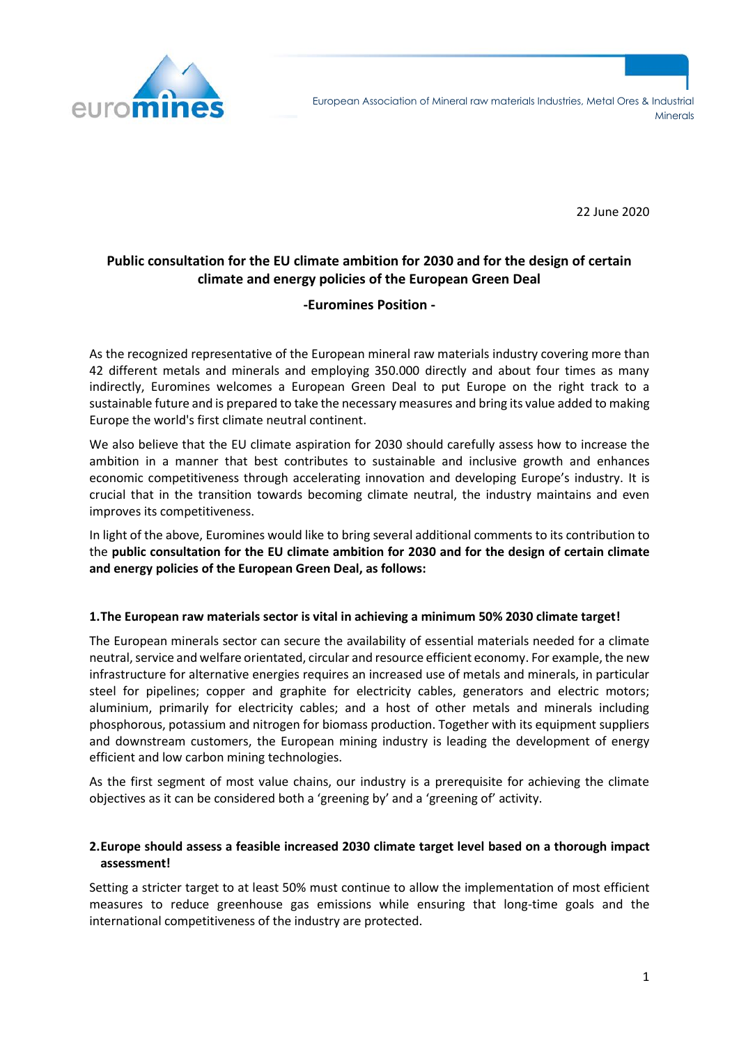euromines

European Association of Mineral raw materials Industries, Metal Ores & Industrial Minerals

22 June 2020

**Public consultation for the EU climate ambition for 2030 and for the design of certain climate and energy policies of the European Green Deal**

**-Euromines Position -**

As the recognized representative of the European mineral raw materials industry covering more than 42 different metals and minerals and employing 350.000 directly and about four times as many indirectly, Euromines welcomes a European Green Deal to put Europe on the right track to a sustainable future and is prepared to take the necessary measures and bring its value added to making Europe the world's first climate neutral continent.

We also believe that the EU climate aspiration for 2030 should carefully assess how to increase the ambition in a manner that best contributes to sustainable and inclusive growth and enhances economic competitiveness through accelerating innovation and developing Europe's industry. It is crucial that in the transition towards becoming climate neutral, the industry maintains and even improves its competitiveness.

In light of the above, Euromines would like to bring several additional comments to its contribution to the **public consultation for the EU climate ambition for 2030 and for the design of certain climate and energy policies of the European Green Deal, as follows:**

**1.The European raw materials sector is vital in achieving a minimum 50% 2030 climate target!**

The European minerals sector can secure the availability of essential materials needed for a climate neutral, service and welfare orientated, circular and resource efficient economy. For example, the new infrastructure for alternative energies requires an increased use of metals and minerals, in particular steel for pipelines; copper and graphite for electricity cables, generators and electric motors; aluminium, primarily for electricity cables; and a host of other metals and minerals including phosphorous, potassium and nitrogen for biomass production. Together with its equipment suppliers and downstream customers, the European mining industry is leading the development of energy efficient and low carbon mining technologies.

As the first segment of most value chains, our industry is a prerequisite for achieving the climate objectives as it can be considered both a 'greening by' and a 'greening of' activity.

**2.Europe should assess a feasible increased 2030 climate target level based on a thorough impact assessment!**

Setting a stricter target to at least 50% must continue to allow the implementation of most efficient measures to reduce greenhouse gas emissions while ensuring that long-time goals and the international competitiveness of the industry are protected.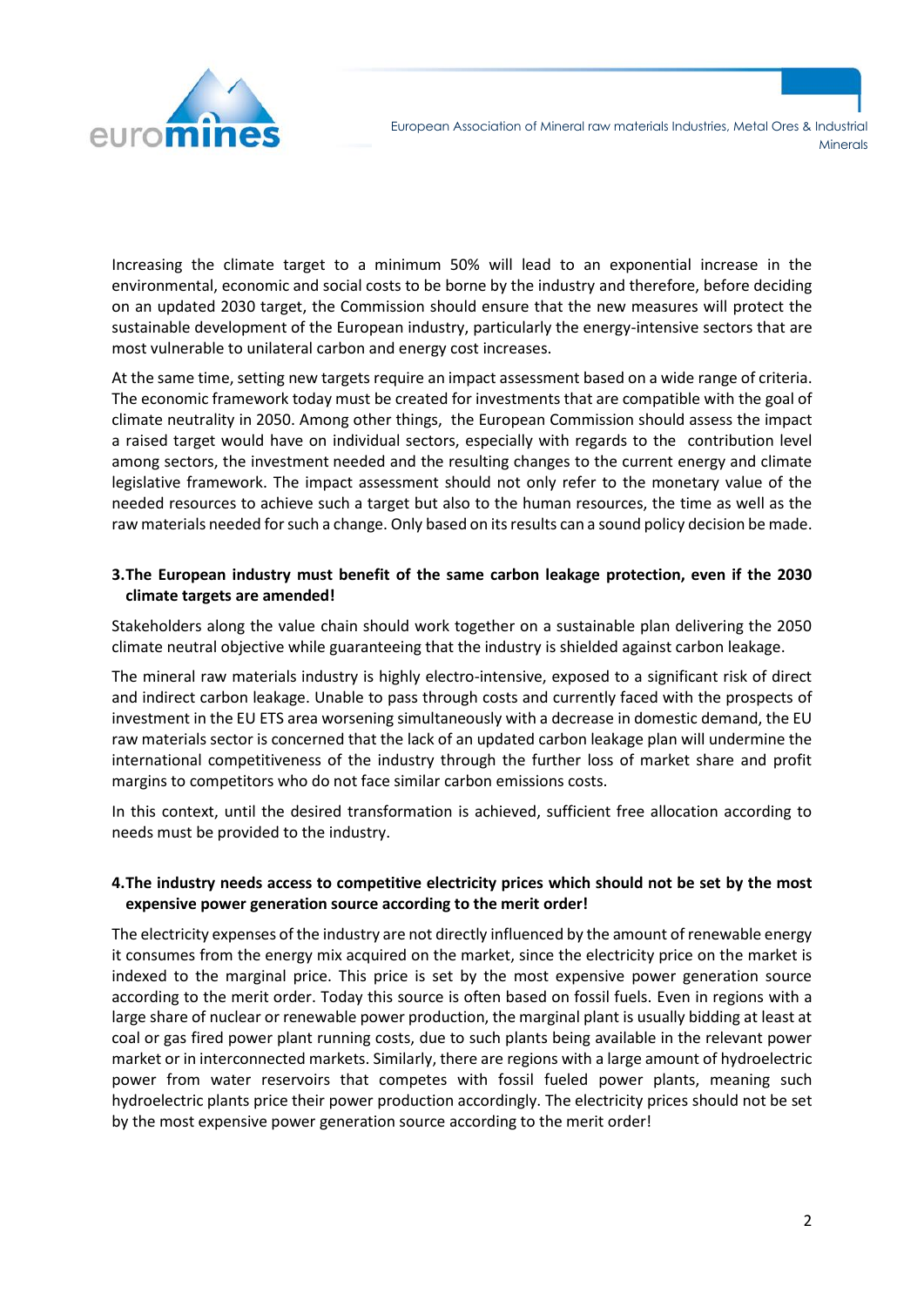Increasing the climate target to a minimum 50% will lead to an exponential increase in the environmental, economic and social costs to be borne by the industry and therefore, before deciding on an updated 2030 target, the Commission should ensure that the new measures will protect the sustainable development of the European industry, particularly the energy-intensive sectors that are most vulnerable to unilateral carbon and energy cost increases.

At the same time, setting new targets require an impact assessment based on a wide range of criteria. The economic framework today must be created for investments that are compatible with the goal of climate neutrality in 2050. Among other things, the European Commission should assess the impact a raised target would have on individual sectors, especially with regards to the contribution level among sectors, the investment needed and the resulting changes to the current energy and climate legislative framework. The impact assessment should not only refer to the monetary value of the needed resources to achieve such a target but also to the human resources, the time as well as the raw materials needed for such a change. Only based on its results can a sound policy decision be made.

### 3. The European industry must benefit of the same carbon leakage protection, even if the 2030 climate targets are amended!

Stakeholders along the value chain should work together on a sustainable plan delivering the 2050 climate neutral objective while guaranteeing that the industry is shielded against carbon leakage.

The mineral raw materials industry is highly electro-intensive, exposed to a significant risk of direct and indirect carbon leakage. Unable to pass through costs and currently faced with the prospects of investment in the EU ETS area worsening simultaneously with a decrease in domestic demand, the EU raw materials sector is concerned that the lack of an updated carbon leakage plan will undermine the international competitiveness of the industry through the further loss of market share and profit margins to competitors who do not face similar carbon emissions costs.

In this context, until the desired transformation is achieved, sufficient free allocation according to needs must be provided to the industry.

### 4. The industry needs access to competitive electricity prices which should not be set by the most expensive power generation source according to the merit order!

The electricity expenses of the industry are not directly influenced by the amount of renewable energy it consumes from the energy mix acquired on the market, since the electricity price on the market is indexed to the marginal price. This price is set by the most expensive power generation source according to the merit order. Today this source is often based on fossil fuels. Even in regions with a large share of nuclear or renewable power production, the marginal plant is usually bidding at least at coal or gas fired power plant running costs, due to such plants being available in the relevant power market or in interconnected markets. Similarly, there are regions with a large amount of hydroelectric power from water reservoirs that competes with fossil fueled power plants, meaning such hydroelectric plants price their power production accordingly. The electricity prices should not be set by the most expensive power generation source according to the merit order!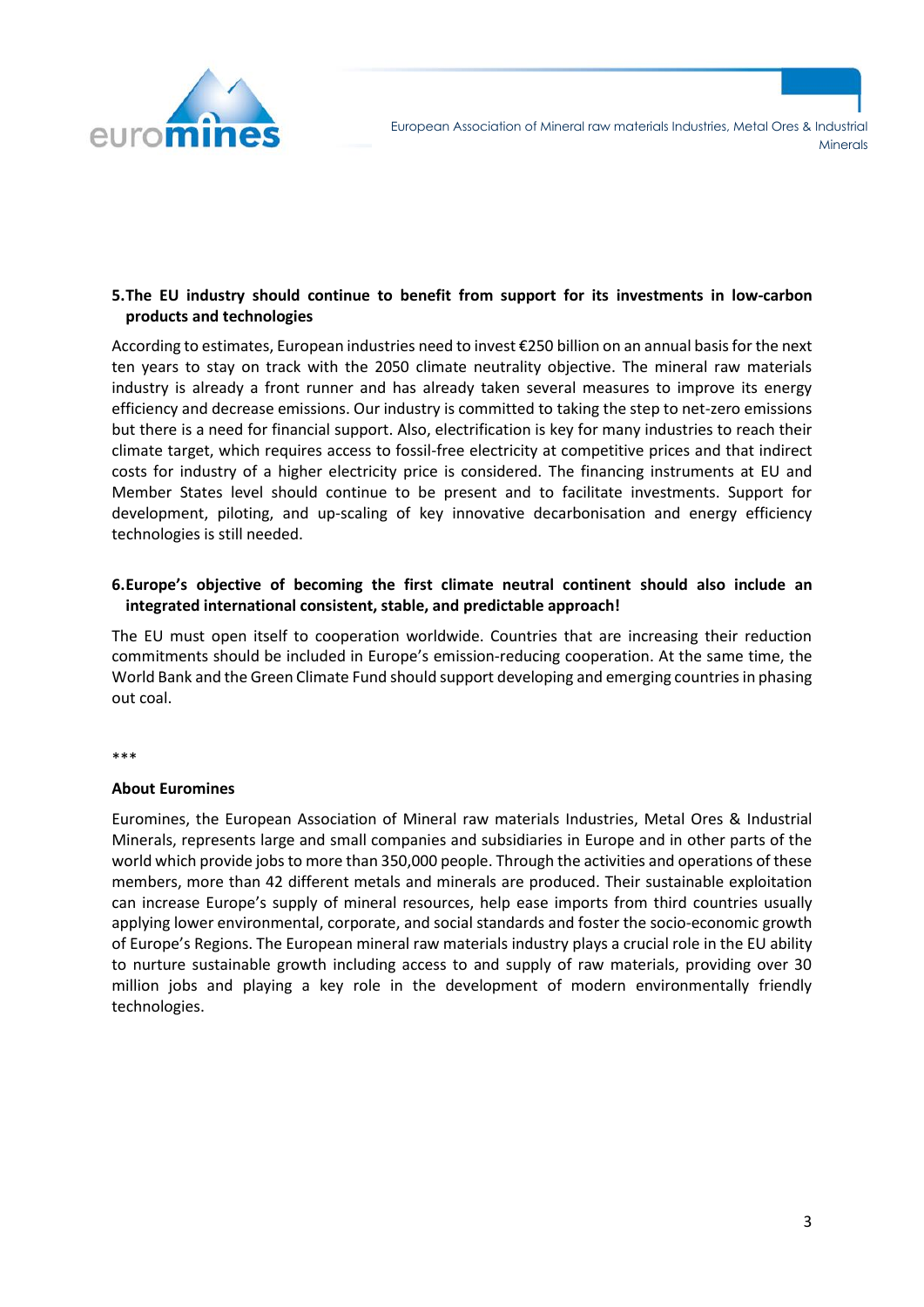**5. The EU industry should continue to benefit from support for its investments in low-carbon products and technologies**

According to estimates, European industries need to invest €250 billion on an annual basis for the next ten years to stay on track with the 2050 climate neutrality objective. The mineral raw materials industry is already a front runner and has already taken several measures to improve its energy efficiency and decrease emissions. Our industry is committed to taking the step to net-zero emissions but there is a need for financial support. Also, electrification is key for many industries to reach their climate target, which requires access to fossil-free electricity at competitive prices and that indirect costs for industry of a higher electricity price is considered. The financing instruments at EU and Member States level should continue to be present and to facilitate investments. Support for development, piloting, and up-scaling of key innovative decarbonisation and energy efficiency technologies is still needed.

**6. Europe's objective of becoming the first climate neutral continent should also include an integrated international consistent, stable, and predictable approach!**

The EU must open itself to cooperation worldwide. Countries that are increasing their reduction commitments should be included in Europe's emission-reducing cooperation. At the same time, the World Bank and the Green Climate Fund should support developing and emerging countries in phasing out coal.

***

**About Euromines**

Euromines, the European Association of Mineral raw materials Industries, Metal Ores & Industrial Minerals, represents large and small companies and subsidiaries in Europe and in other parts of the world which provide jobs to more than 350,000 people. Through the activities and operations of these members, more than 42 different metals and minerals are produced. Their sustainable exploitation can increase Europe's supply of mineral resources, help ease imports from third countries usually applying lower environmental, corporate, and social standards and foster the socio-economic growth of Europe's Regions. The European mineral raw materials industry plays a crucial role in the EU ability to nurture sustainable growth including access to and supply of raw materials, providing over 30 million jobs and playing a key role in the development of modern environmentally friendly technologies.